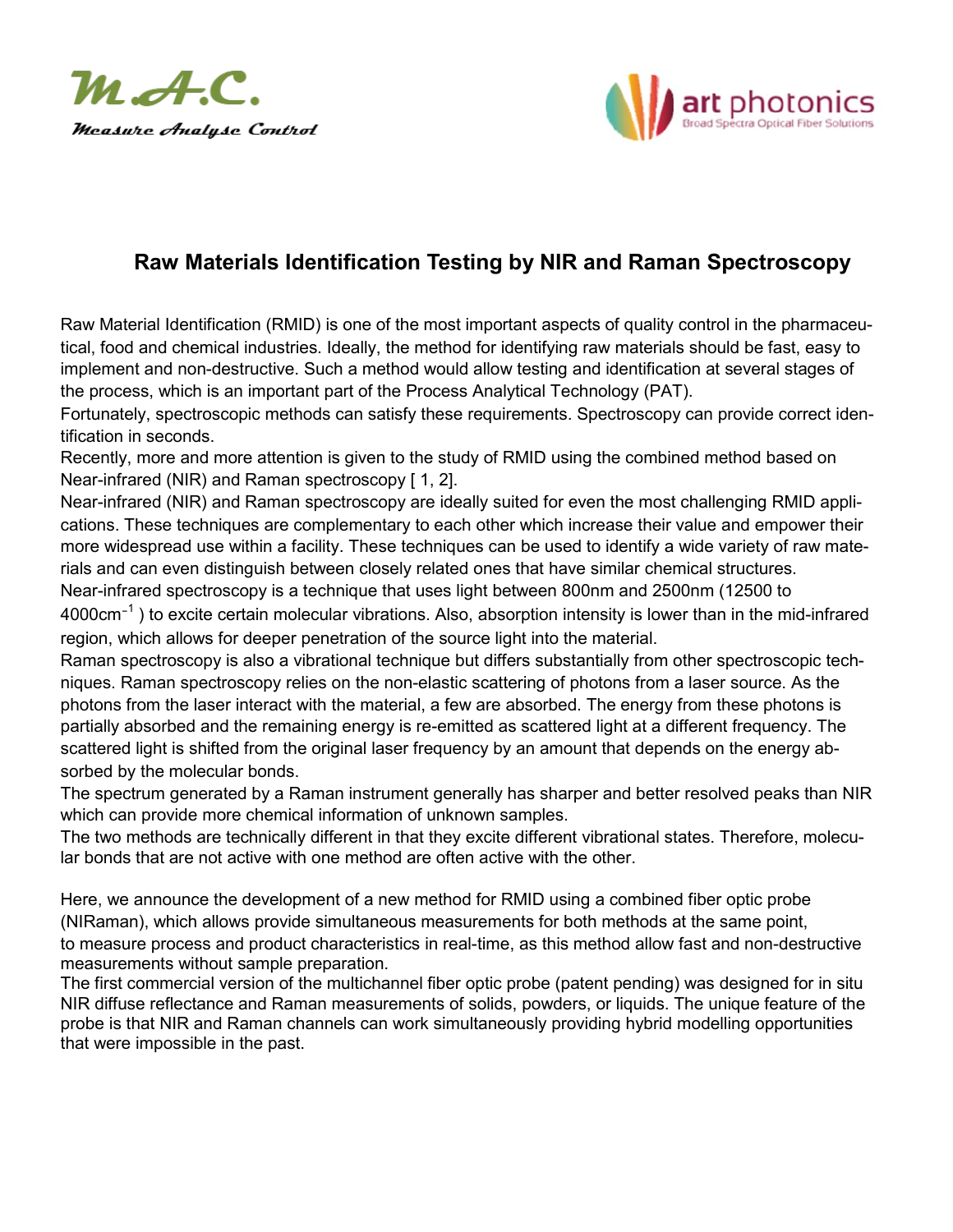M.A.C.

Measure Analyse Control

art photonics

Broad Spectra Optical Fiber Solutions

# Raw Materials Identification Testing by NIR and Raman Spectroscopy

Raw Material Identification (RMID) is one of the most important aspects of quality control in the pharmaceutical, food and chemical industries. Ideally, the method for identifying raw materials should be fast, easy to implement and non-destructive. Such a method would allow testing and identification at several stages of the process, which is an important part of the Process Analytical Technology (PAT).

Fortunately, spectroscopic methods can satisfy these requirements. Spectroscopy can provide correct identification in seconds.

Recently, more and more attention is given to the study of RMID using the combined method based on Near-infrared (NIR) and Raman spectroscopy [ 1, 2].

Near-infrared (NIR) and Raman spectroscopy are ideally suited for even the most challenging RMID applications. These techniques are complementary to each other which increase their value and empower their more widespread use within a facility. These techniques can be used to identify a wide variety of raw materials and can even distinguish between closely related ones that have similar chemical structures.

Near-infrared spectroscopy is a technique that uses light between 800nm and 2500nm (12500 to 4000cm$^{-1}$ ) to excite certain molecular vibrations. Also, absorption intensity is lower than in the mid-infrared region, which allows for deeper penetration of the source light into the material.

Raman spectroscopy is also a vibrational technique but differs substantially from other spectroscopic techniques. Raman spectroscopy relies on the non-elastic scattering of photons from a laser source. As the photons from the laser interact with the material, a few are absorbed. The energy from these photons is partially absorbed and the remaining energy is re-emitted as scattered light at a different frequency. The scattered light is shifted from the original laser frequency by an amount that depends on the energy absorbed by the molecular bonds.

The spectrum generated by a Raman instrument generally has sharper and better resolved peaks than NIR which can provide more chemical information of unknown samples.

The two methods are technically different in that they excite different vibrational states. Therefore, molecular bonds that are not active with one method are often active with the other.

Here, we announce the development of a new method for RMID using a combined fiber optic probe (NIRaman), which allows provide simultaneous measurements for both methods at the same point, to measure process and product characteristics in real-time, as this method allow fast and non-destructive measurements without sample preparation.

The first commercial version of the multichannel fiber optic probe (patent pending) was designed for in situ NIR diffuse reflectance and Raman measurements of solids, powders, or liquids. The unique feature of the probe is that NIR and Raman channels can work simultaneously providing hybrid modelling opportunities that were impossible in the past.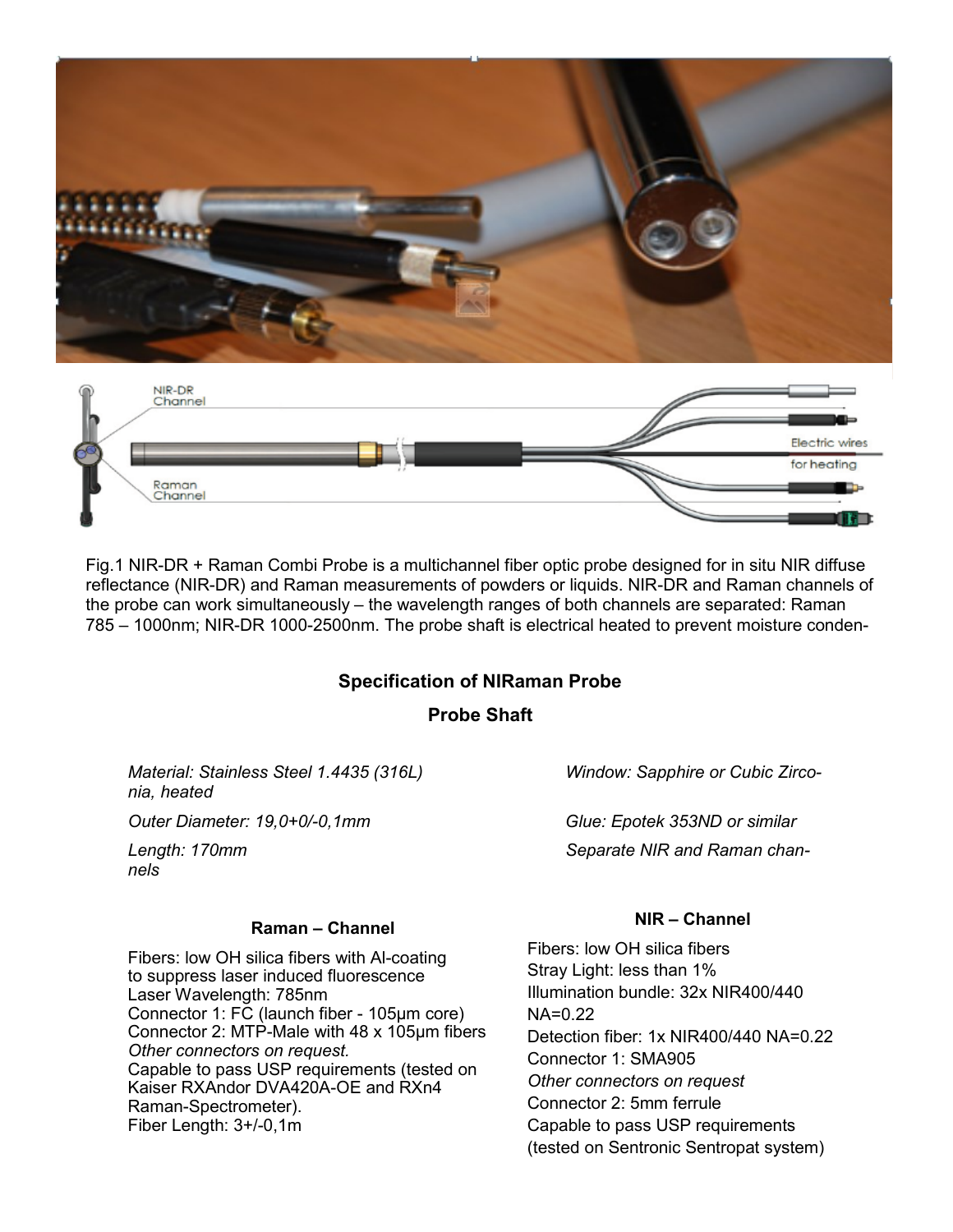Fig.1 NIR-DR + Raman Combi Probe is a multichannel fiber optic probe designed for in situ NIR diffuse reflectance (NIR-DR) and Raman measurements of powders or liquids. NIR-DR and Raman channels of the probe can work simultaneously – the wavelength ranges of both channels are separated: Raman 785 – 1000nm; NIR-DR 1000-2500nm. The probe shaft is electrical heated to prevent moisture conden-

## Specification of NIRaman Probe

### Probe Shaft

*Material: Stainless Steel 1.4435 (316L), heated*

*Outer Diameter: 19,0+0/-0,1mm*

*Length: 170mm*

*Window: Sapphire or Cubic Zirconia*

*Glue: Epotek 353ND or similar*

*Separate NIR and Raman channels*

### Raman – Channel

Fibers: low OH silica fibers with Al-coating to suppress laser induced fluorescence
Laser Wavelength: 785nm
Connector 1: FC (launch fiber - 105µm core)
Connector 2: MTP-Male with 48 x 105µm fibers
*Other connectors on request.*
Capable to pass USP requirements (tested on Kaiser RXAndor DVA420A-OE and RXn4 Raman-Spectrometer).
Fiber Length: 3+/-0,1m

### NIR – Channel

Fibers: low OH silica fibers
Stray Light: less than 1%
Illumination bundle: 32x NIR400/440 NA=0.22
Detection fiber: 1x NIR400/440 NA=0.22
Connector 1: SMA905
*Other connectors on request*
Connector 2: 5mm ferrule
Capable to pass USP requirements (tested on Sentronic Sentropat system)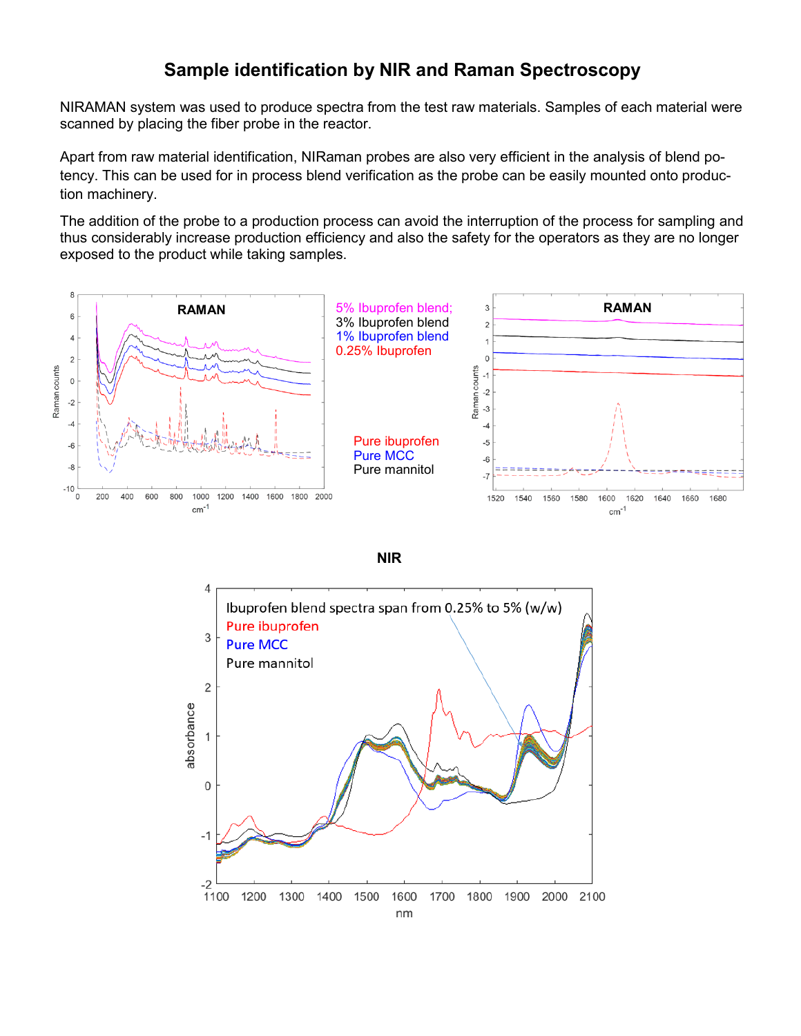# Sample identification by NIR and Raman Spectroscopy

NIRAMAN system was used to produce spectra from the test raw materials. Samples of each material were scanned by placing the fiber probe in the reactor.

Apart from raw material identification, NIRaman probes are also very efficient in the analysis of blend potency. This can be used for in process blend verification as the probe can be easily mounted onto production machinery.

The addition of the probe to a production process can avoid the interruption of the process for sampling and thus considerably increase production efficiency and also the safety for the operators as they are no longer exposed to the product while taking samples.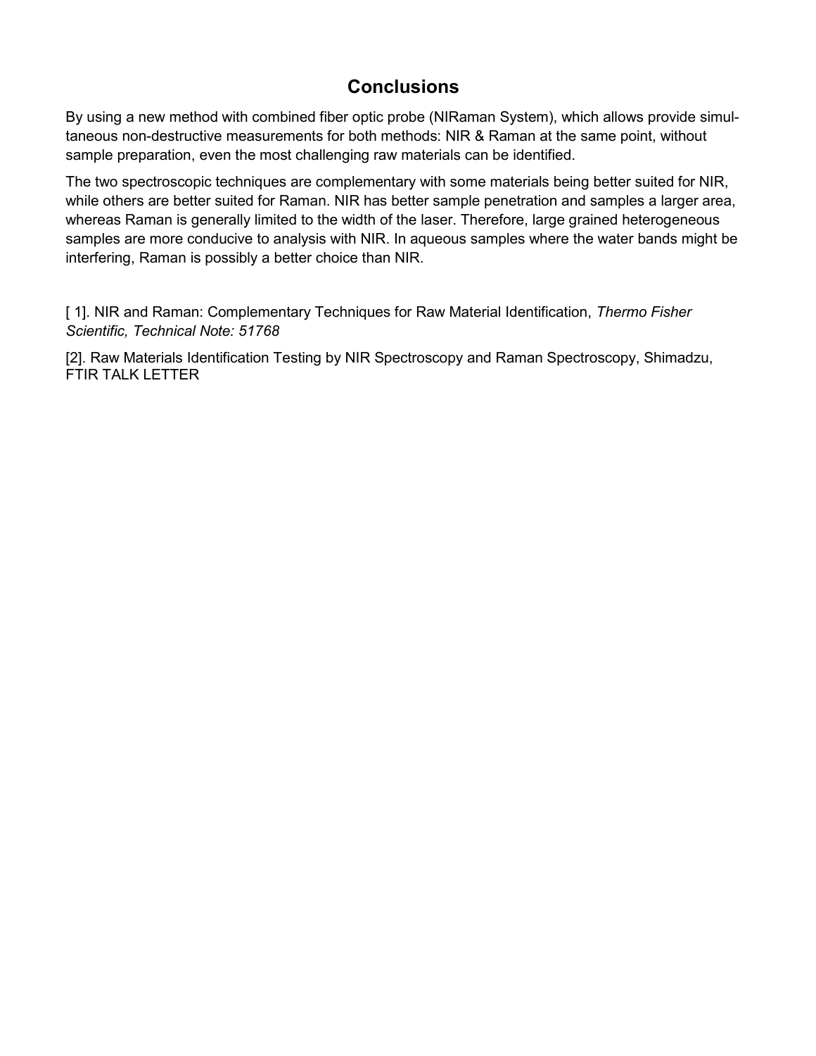## Conclusions

By using a new method with combined fiber optic probe (NIRaman System), which allows provide simultaneous non-destructive measurements for both methods: NIR & Raman at the same point, without sample preparation, even the most challenging raw materials can be identified.

The two spectroscopic techniques are complementary with some materials being better suited for NIR, while others are better suited for Raman. NIR has better sample penetration and samples a larger area, whereas Raman is generally limited to the width of the laser. Therefore, large grained heterogeneous samples are more conducive to analysis with NIR. In aqueous samples where the water bands might be interfering, Raman is possibly a better choice than NIR.

[ 1]. NIR and Raman: Complementary Techniques for Raw Material Identification, *Thermo Fisher Scientific, Technical Note: 51768*

[2]. Raw Materials Identification Testing by NIR Spectroscopy and Raman Spectroscopy, Shimadzu, FTIR TALK LETTER